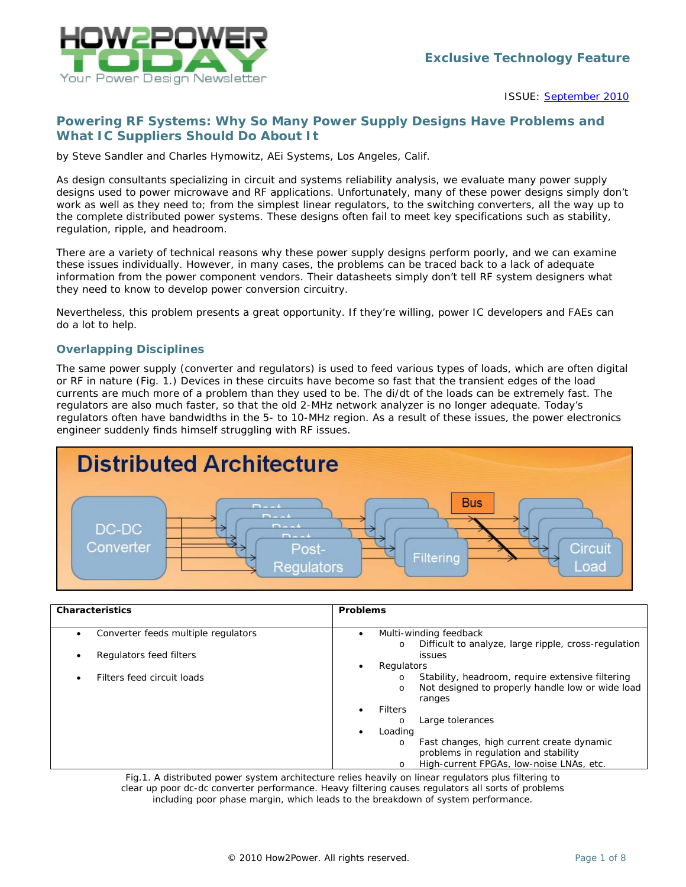Exclusive Technology Feature

ISSUE: September 2010

# Powering RF Systems: Why So Many Power Supply Designs Have Problems and What IC Suppliers Should Do About It

by Steve Sandler and Charles Hymowitz, AEi Systems, Los Angeles, Calif.

As design consultants specializing in circuit and systems reliability analysis, we evaluate many power supply designs used to power microwave and RF applications. Unfortunately, many of these power designs simply don't work as well as they need to; from the simplest linear regulators, to the switching converters, all the way up to the complete distributed power systems. These designs often fail to meet key specifications such as stability, regulation, ripple, and headroom.

There are a variety of technical reasons why these power supply designs perform poorly, and we can examine these issues individually. However, in many cases, the problems can be traced back to a lack of adequate information from the power component vendors. Their datasheets simply don't tell RF system designers what they need to know to develop power conversion circuitry.

Nevertheless, this problem presents a great opportunity. If they're willing, power IC developers and FAEs can do a lot to help.

## Overlapping Disciplines

The same power supply (converter and regulators) is used to feed various types of loads, which are often digital or RF in nature (Fig. 1.) Devices in these circuits have become so fast that the transient edges of the load currents are much more of a problem than they used to be. The di/dt of the loads can be extremely fast. The regulators are also much faster, so that the old 2-MHz network analyzer is no longer adequate. Today's regulators often have bandwidths in the 5- to 10-MHz region. As a result of these issues, the power electronics engineer suddenly finds himself struggling with RF issues.

**Distributed Architecture**

DC-DC Converter → Post-Regulators → Filtering → Bus → Circuit Load

| Characteristics | Problems |
|---|---|
| • Converter feeds multiple regulators<br>• Regulators feed filters<br>• Filters feed circuit loads | • Multi-winding feedback<br>  o Difficult to analyze, large ripple, cross-regulation issues<br>• Regulators<br>  o Stability, headroom, require extensive filtering<br>  o Not designed to properly handle low or wide load ranges<br>• Filters<br>  o Large tolerances<br>• Loading<br>  o Fast changes, high current create dynamic problems in regulation and stability<br>  o High-current FPGAs, low-noise LNAs, etc. |

Fig.1. A distributed power system architecture relies heavily on linear regulators plus filtering to clear up poor dc-dc converter performance. Heavy filtering causes regulators all sorts of problems including poor phase margin, which leads to the breakdown of system performance.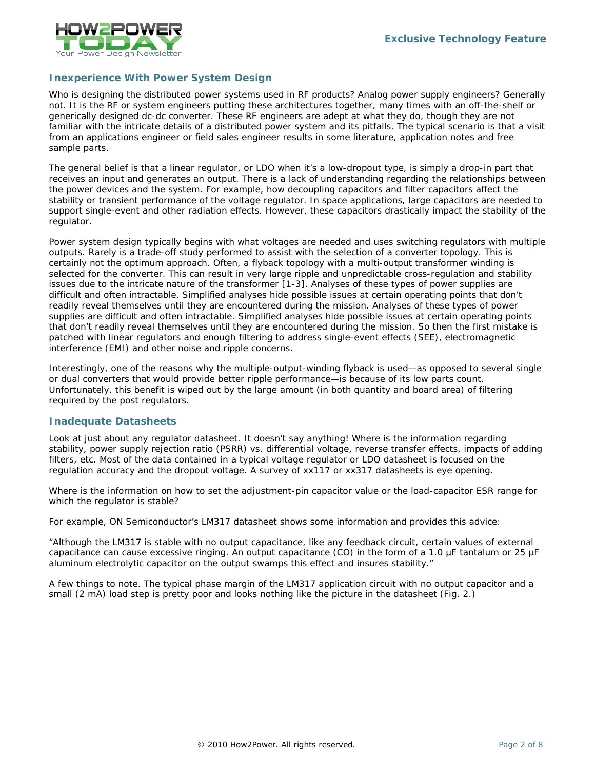## Inexperience With Power System Design

Who is designing the distributed power systems used in RF products? Analog power supply engineers? Generally not. It is the RF or system engineers putting these architectures together, many times with an off-the-shelf or generically designed dc-dc converter. These RF engineers are adept at what they do, though they are not familiar with the intricate details of a distributed power system and its pitfalls. The typical scenario is that a visit from an applications engineer or field sales engineer results in some literature, application notes and free sample parts.

The general belief is that a linear regulator, or LDO when it's a low-dropout type, is simply a drop-in part that receives an input and generates an output. There is a lack of understanding regarding the relationships between the power devices and the system. For example, how decoupling capacitors and filter capacitors affect the stability or transient performance of the voltage regulator. In space applications, large capacitors are needed to support single-event and other radiation effects. However, these capacitors drastically impact the stability of the regulator.

Power system design typically begins with what voltages are needed and uses switching regulators with multiple outputs. Rarely is a trade-off study performed to assist with the selection of a converter topology. This is certainly not the optimum approach. Often, a flyback topology with a multi-output transformer winding is selected for the converter. This can result in very large ripple and unpredictable cross-regulation and stability issues due to the intricate nature of the transformer [1-3]. Analyses of these types of power supplies are difficult and often intractable. Simplified analyses hide possible issues at certain operating points that don't readily reveal themselves until they are encountered during the mission. Analyses of these types of power supplies are difficult and often intractable. Simplified analyses hide possible issues at certain operating points that don't readily reveal themselves until they are encountered during the mission. So then the first mistake is patched with linear regulators and enough filtering to address single-event effects (SEE), electromagnetic interference (EMI) and other noise and ripple concerns.

Interestingly, one of the reasons why the multiple-output-winding flyback is used—as opposed to several single or dual converters that would provide better ripple performance—is because of its low parts count. Unfortunately, this benefit is wiped out by the large amount (in both quantity and board area) of filtering required by the post regulators.

## Inadequate Datasheets

Look at just about any regulator datasheet. It doesn't say anything! Where is the information regarding stability, power supply rejection ratio (PSRR) vs. differential voltage, reverse transfer effects, impacts of adding filters, etc. Most of the data contained in a typical voltage regulator or LDO datasheet is focused on the regulation accuracy and the dropout voltage. A survey of xx117 or xx317 datasheets is eye opening.

Where is the information on how to set the adjustment-pin capacitor value or the load-capacitor ESR range for which the regulator is stable?

For example, ON Semiconductor's LM317 datasheet shows some information and provides this advice:

"Although the LM317 is stable with no output capacitance, like any feedback circuit, certain values of external capacitance can cause excessive ringing. An output capacitance (CO) in the form of a 1.0 µF tantalum or 25 µF aluminum electrolytic capacitor on the output swamps this effect and insures stability."

A few things to note. The typical phase margin of the LM317 application circuit with no output capacitor and a small (2 mA) load step is pretty poor and looks nothing like the picture in the datasheet (Fig. 2.)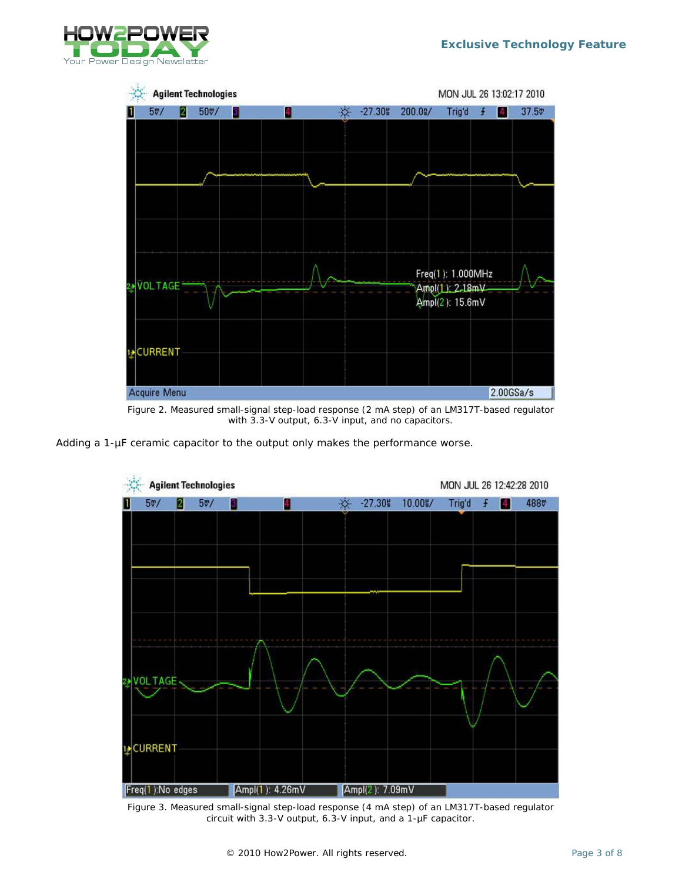Figure 2. Measured small-signal step-load response (2 mA step) of an LM317T-based regulator with 3.3-V output, 6.3-V input, and no capacitors.

Adding a 1-µF ceramic capacitor to the output only makes the performance worse.

Figure 3. Measured small-signal step-load response (4 mA step) of an LM317T-based regulator circuit with 3.3-V output, 6.3-V input, and a 1-µF capacitor.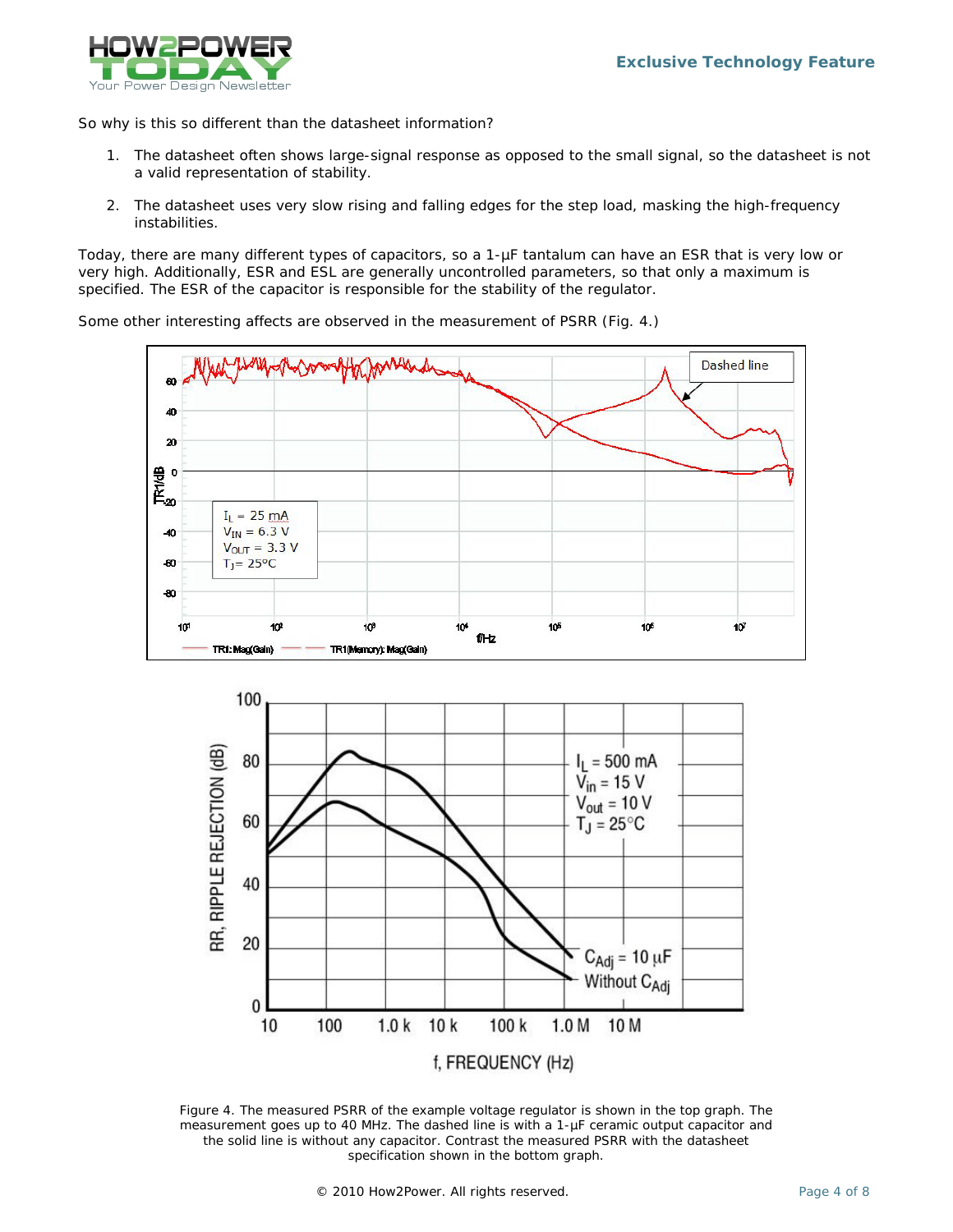So why is this so different than the datasheet information?

1. The datasheet often shows large-signal response as opposed to the small signal, so the datasheet is not a valid representation of stability.
2. The datasheet uses very slow rising and falling edges for the step load, masking the high-frequency instabilities.

Today, there are many different types of capacitors, so a 1-µF tantalum can have an ESR that is very low or very high. Additionally, ESR and ESL are generally uncontrolled parameters, so that only a maximum is specified. The ESR of the capacitor is responsible for the stability of the regulator.

Some other interesting affects are observed in the measurement of PSRR (Fig. 4.)

Figure 4. The measured PSRR of the example voltage regulator is shown in the top graph. The measurement goes up to 40 MHz. The dashed line is with a 1-µF ceramic output capacitor and the solid line is without any capacitor. Contrast the measured PSRR with the datasheet specification shown in the bottom graph.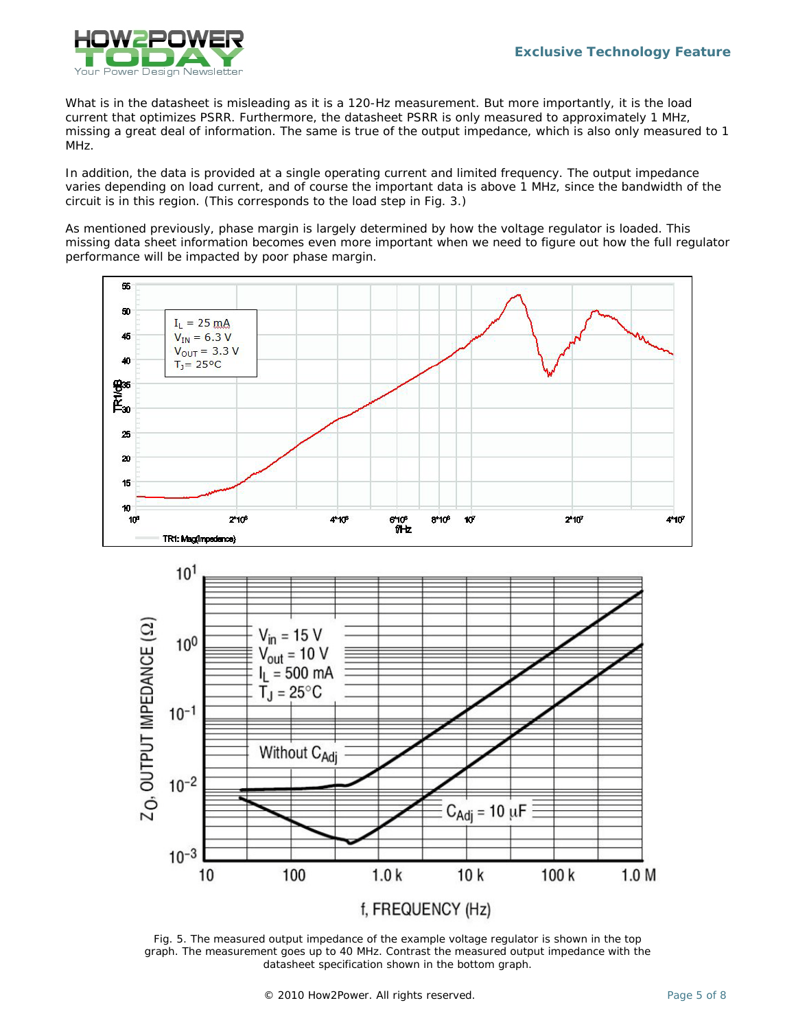What is in the datasheet is misleading as it is a 120-Hz measurement. But more importantly, it is the load current that optimizes PSRR. Furthermore, the datasheet PSRR is only measured to approximately 1 MHz, missing a great deal of information. The same is true of the output impedance, which is also only measured to 1 MHz.

In addition, the data is provided at a single operating current and limited frequency. The output impedance varies depending on load current, and of course the important data is above 1 MHz, since the bandwidth of the circuit is in this region. (This corresponds to the load step in Fig. 3.)

As mentioned previously, phase margin is largely determined by how the voltage regulator is loaded. This missing data sheet information becomes even more important when we need to figure out how the full regulator performance will be impacted by poor phase margin.

Fig. 5. The measured output impedance of the example voltage regulator is shown in the top graph. The measurement goes up to 40 MHz. Contrast the measured output impedance with the datasheet specification shown in the bottom graph.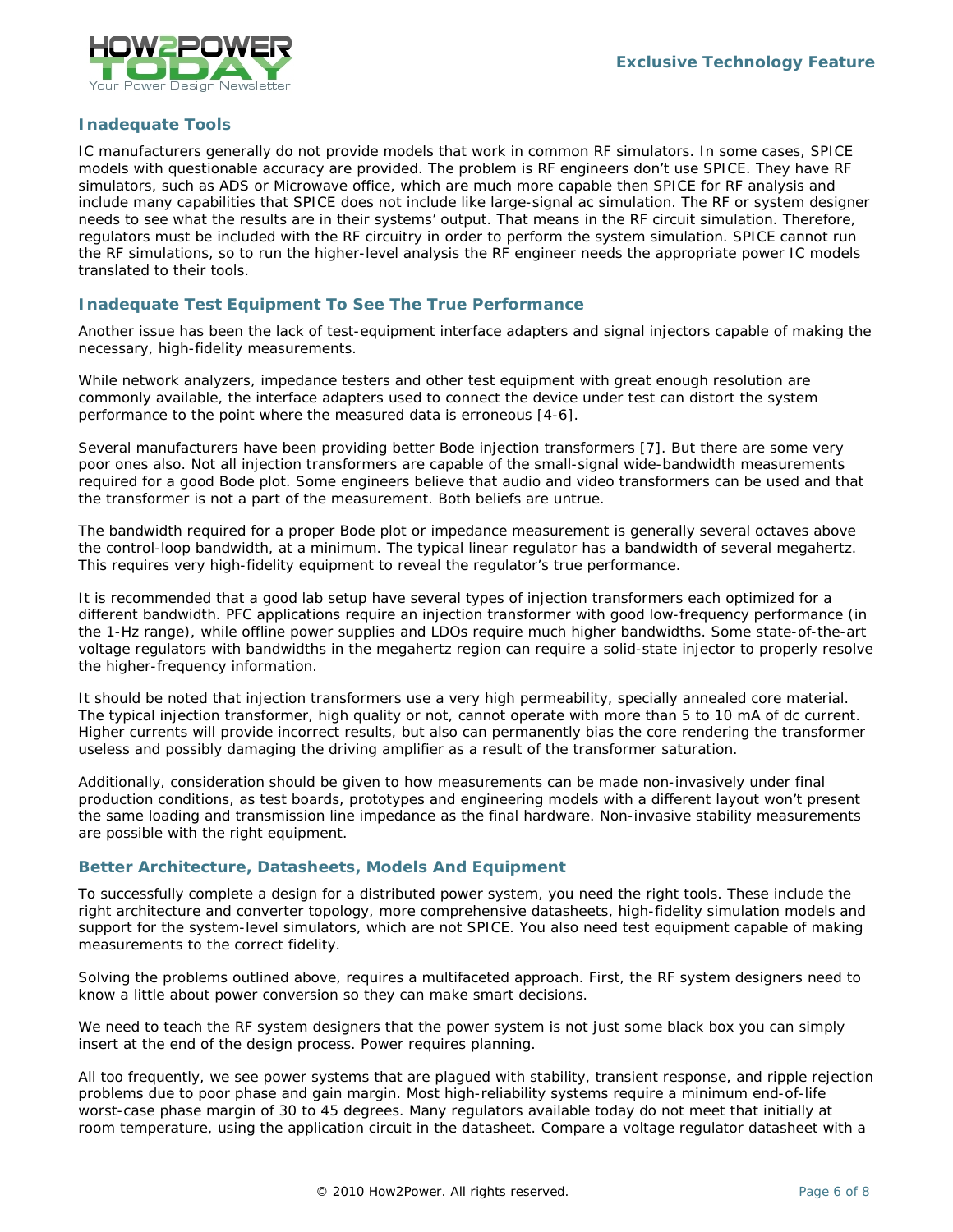### Inadequate Tools

IC manufacturers generally do not provide models that work in common RF simulators. In some cases, SPICE models with questionable accuracy are provided. The problem is RF engineers don't use SPICE. They have RF simulators, such as ADS or Microwave office, which are much more capable then SPICE for RF analysis and include many capabilities that SPICE does not include like large-signal ac simulation. The RF or system designer needs to see what the results are in their systems' output. That means in the RF circuit simulation. Therefore, regulators must be included with the RF circuitry in order to perform the system simulation. SPICE cannot run the RF simulations, so to run the higher-level analysis the RF engineer needs the appropriate power IC models translated to their tools.

### Inadequate Test Equipment To See The True Performance

Another issue has been the lack of test-equipment interface adapters and signal injectors capable of making the necessary, high-fidelity measurements.

While network analyzers, impedance testers and other test equipment with great enough resolution are commonly available, the interface adapters used to connect the device under test can distort the system performance to the point where the measured data is erroneous [4-6].

Several manufacturers have been providing better Bode injection transformers [7]. But there are some very poor ones also. Not all injection transformers are capable of the small-signal wide-bandwidth measurements required for a good Bode plot. Some engineers believe that audio and video transformers can be used and that the transformer is not a part of the measurement. Both beliefs are untrue.

The bandwidth required for a proper Bode plot or impedance measurement is generally several octaves above the control-loop bandwidth, at a minimum. The typical linear regulator has a bandwidth of several megahertz. This requires very high-fidelity equipment to reveal the regulator's true performance.

It is recommended that a good lab setup have several types of injection transformers each optimized for a different bandwidth. PFC applications require an injection transformer with good low-frequency performance (in the 1-Hz range), while offline power supplies and LDOs require much higher bandwidths. Some state-of-the-art voltage regulators with bandwidths in the megahertz region can require a solid-state injector to properly resolve the higher-frequency information.

It should be noted that injection transformers use a very high permeability, specially annealed core material. The typical injection transformer, high quality or not, cannot operate with more than 5 to 10 mA of dc current. Higher currents will provide incorrect results, but also can permanently bias the core rendering the transformer useless and possibly damaging the driving amplifier as a result of the transformer saturation.

Additionally, consideration should be given to how measurements can be made non-invasively under final production conditions, as test boards, prototypes and engineering models with a different layout won't present the same loading and transmission line impedance as the final hardware. Non-invasive stability measurements are possible with the right equipment.

### Better Architecture, Datasheets, Models And Equipment

To successfully complete a design for a distributed power system, you need the right tools. These include the right architecture and converter topology, more comprehensive datasheets, high-fidelity simulation models and support for the system-level simulators, which are not SPICE. You also need test equipment capable of making measurements to the correct fidelity.

Solving the problems outlined above, requires a multifaceted approach. First, the RF system designers need to know a little about power conversion so they can make smart decisions.

We need to teach the RF system designers that the power system is not just some black box you can simply insert at the end of the design process. Power requires planning.

All too frequently, we see power systems that are plagued with stability, transient response, and ripple rejection problems due to poor phase and gain margin. Most high-reliability systems require a minimum end-of-life worst-case phase margin of 30 to 45 degrees. Many regulators available today do not meet that initially at room temperature, using the application circuit in the datasheet. Compare a voltage regulator datasheet with a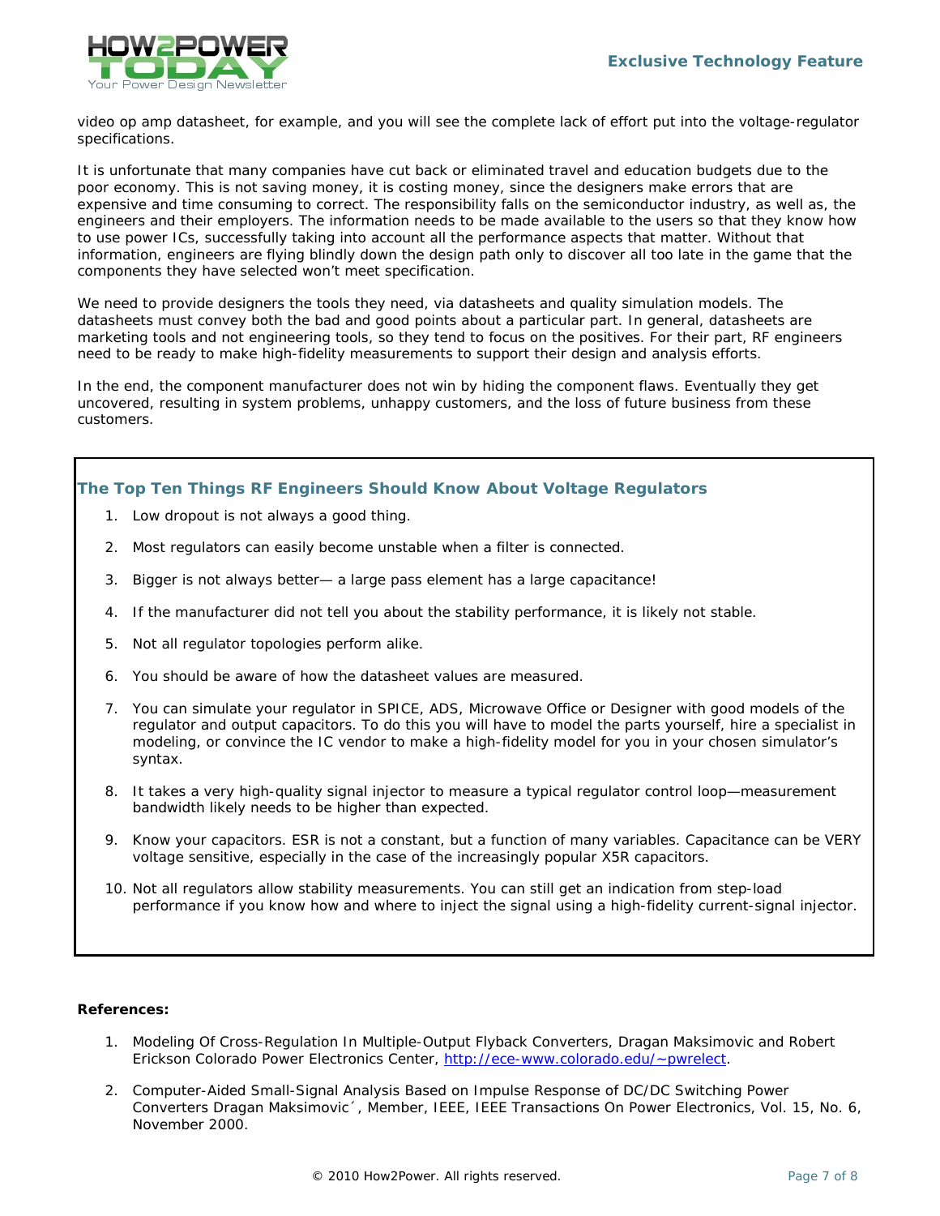video op amp datasheet, for example, and you will see the complete lack of effort put into the voltage-regulator specifications.

It is unfortunate that many companies have cut back or eliminated travel and education budgets due to the poor economy. This is not saving money, it is costing money, since the designers make errors that are expensive and time consuming to correct. The responsibility falls on the semiconductor industry, as well as, the engineers and their employers. The information needs to be made available to the users so that they know how to use power ICs, successfully taking into account all the performance aspects that matter. Without that information, engineers are flying blindly down the design path only to discover all too late in the game that the components they have selected won't meet specification.

We need to provide designers the tools they need, via datasheets and quality simulation models. The datasheets must convey both the bad and good points about a particular part. In general, datasheets are marketing tools and not engineering tools, so they tend to focus on the positives. For their part, RF engineers need to be ready to make high-fidelity measurements to support their design and analysis efforts.

In the end, the component manufacturer does not win by hiding the component flaws. Eventually they get uncovered, resulting in system problems, unhappy customers, and the loss of future business from these customers.

### The Top Ten Things RF Engineers Should Know About Voltage Regulators

1. Low dropout is not always a good thing.
2. Most regulators can easily become unstable when a filter is connected.
3. Bigger is not always better— a large pass element has a large capacitance!
4. If the manufacturer did not tell you about the stability performance, it is likely not stable.
5. Not all regulator topologies perform alike.
6. You should be aware of how the datasheet values are measured.
7. You can simulate your regulator in SPICE, ADS, Microwave Office or Designer with good models of the regulator and output capacitors. To do this you will have to model the parts yourself, hire a specialist in modeling, or convince the IC vendor to make a high-fidelity model for you in your chosen simulator's syntax.
8. It takes a very high-quality signal injector to measure a typical regulator control loop—measurement bandwidth likely needs to be higher than expected.
9. Know your capacitors. ESR is not a constant, but a function of many variables. Capacitance can be VERY voltage sensitive, especially in the case of the increasingly popular X5R capacitors.
10. Not all regulators allow stability measurements. You can still get an indication from step-load performance if you know how and where to inject the signal using a high-fidelity current-signal injector.

**References:**

1. Modeling Of Cross-Regulation In Multiple-Output Flyback Converters, Dragan Maksimovic and Robert Erickson Colorado Power Electronics Center, http://ece-www.colorado.edu/~pwrelect.
2. Computer-Aided Small-Signal Analysis Based on Impulse Response of DC/DC Switching Power Converters Dragan Maksimovic´, Member, IEEE, IEEE Transactions On Power Electronics, Vol. 15, No. 6, November 2000.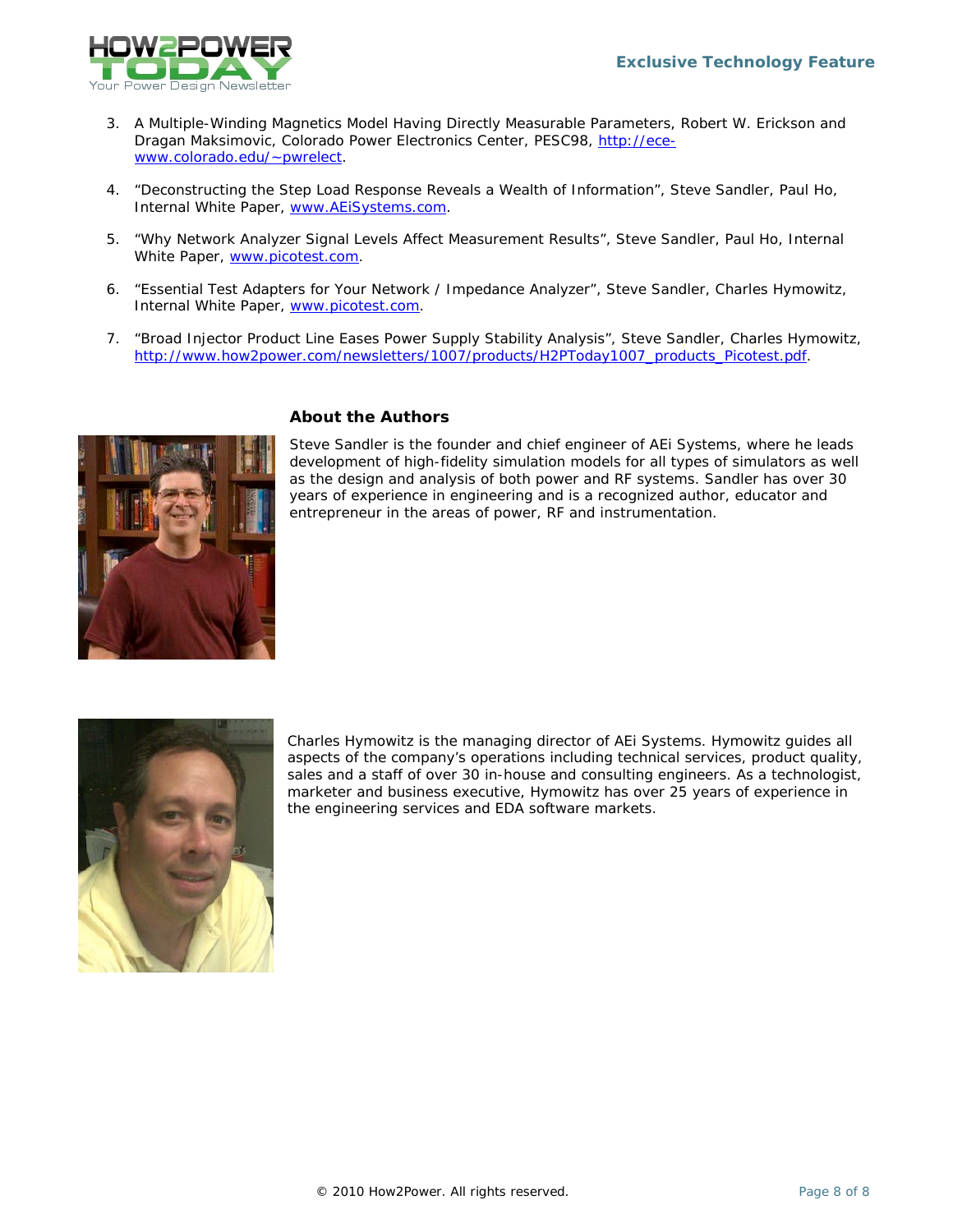3. A Multiple-Winding Magnetics Model Having Directly Measurable Parameters, Robert W. Erickson and Dragan Maksimovic, Colorado Power Electronics Center, PESC98, http://ece-www.colorado.edu/~pwrelect.

4. “Deconstructing the Step Load Response Reveals a Wealth of Information”, Steve Sandler, Paul Ho, Internal White Paper, www.AEiSystems.com.

5. “Why Network Analyzer Signal Levels Affect Measurement Results”, Steve Sandler, Paul Ho, Internal White Paper, www.picotest.com.

6. “Essential Test Adapters for Your Network / Impedance Analyzer”, Steve Sandler, Charles Hymowitz, Internal White Paper, www.picotest.com.

7. “Broad Injector Product Line Eases Power Supply Stability Analysis”, Steve Sandler, Charles Hymowitz, http://www.how2power.com/newsletters/1007/products/H2PToday1007_products_Picotest.pdf.

## About the Authors

Steve Sandler is the founder and chief engineer of AEi Systems, where he leads development of high-fidelity simulation models for all types of simulators as well as the design and analysis of both power and RF systems. Sandler has over 30 years of experience in engineering and is a recognized author, educator and entrepreneur in the areas of power, RF and instrumentation.

Charles Hymowitz is the managing director of AEi Systems. Hymowitz guides all aspects of the company’s operations including technical services, product quality, sales and a staff of over 30 in-house and consulting engineers. As a technologist, marketer and business executive, Hymowitz has over 25 years of experience in the engineering services and EDA software markets.